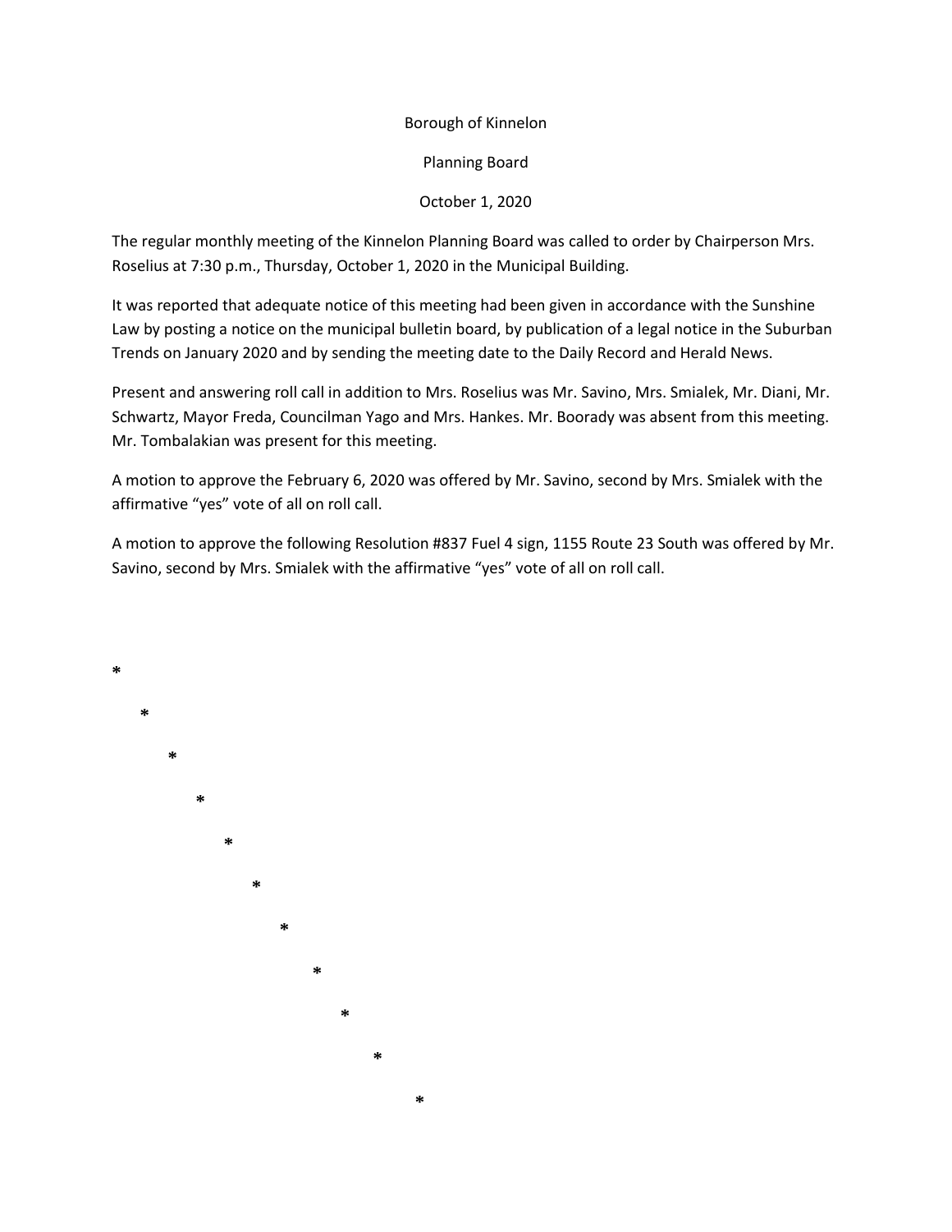Borough of Kinnelon

Planning Board

October 1, 2020

The regular monthly meeting of the Kinnelon Planning Board was called to order by Chairperson Mrs. Roselius at 7:30 p.m., Thursday, October 1, 2020 in the Municipal Building.

It was reported that adequate notice of this meeting had been given in accordance with the Sunshine Law by posting a notice on the municipal bulletin board, by publication of a legal notice in the Suburban Trends on January 2020 and by sending the meeting date to the Daily Record and Herald News.

Present and answering roll call in addition to Mrs. Roselius was Mr. Savino, Mrs. Smialek, Mr. Diani, Mr. Schwartz, Mayor Freda, Councilman Yago and Mrs. Hankes. Mr. Boorady was absent from this meeting. Mr. Tombalakian was present for this meeting.

A motion to approve the February 6, 2020 was offered by Mr. Savino, second by Mrs. Smialek with the affirmative "yes" vote of all on roll call.

A motion to approve the following Resolution #837 Fuel 4 sign, 1155 Route 23 South was offered by Mr. Savino, second by Mrs. Smialek with the affirmative "yes" vote of all on roll call.

*

*

*

*

*

*

*

*

*

*

*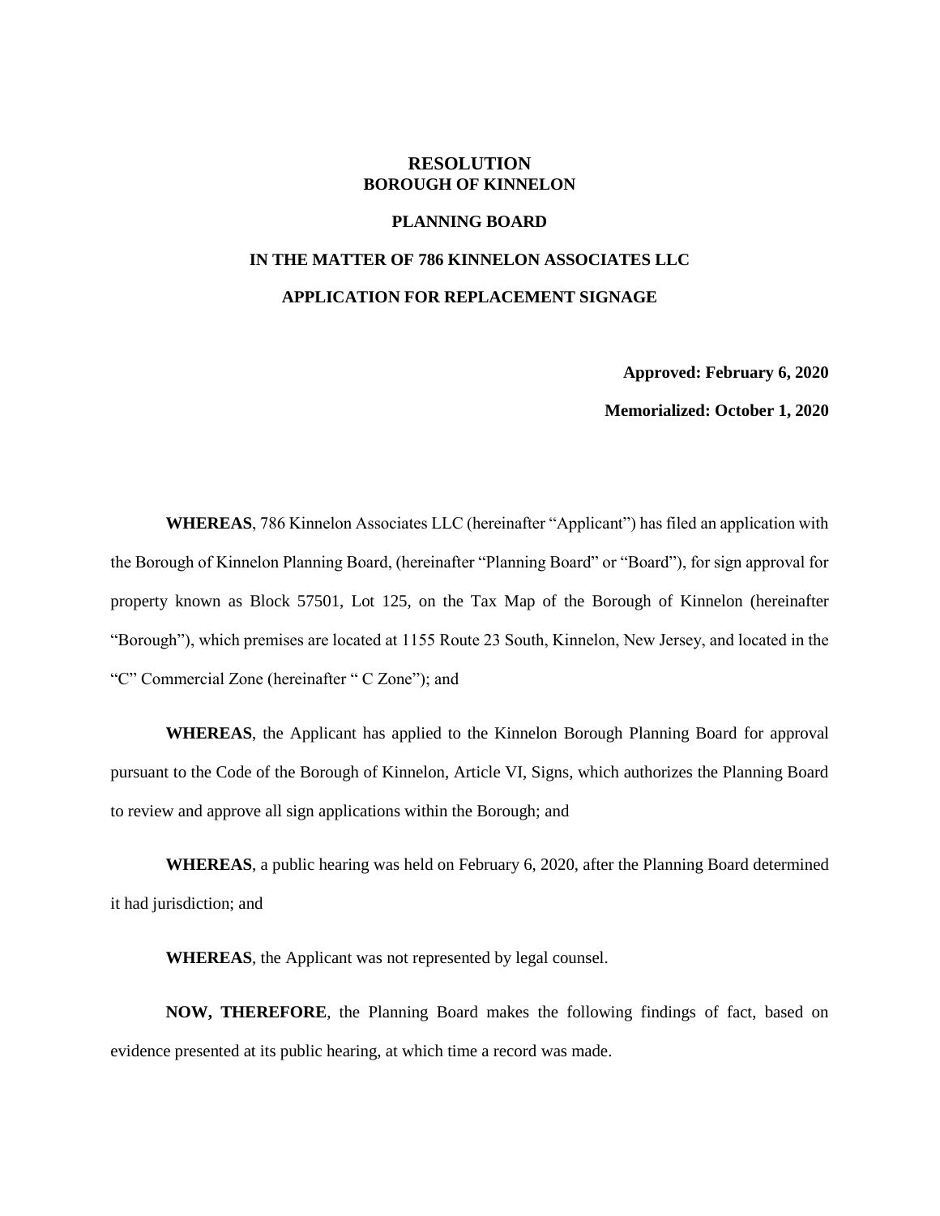# RESOLUTION
## BOROUGH OF KINNELON

## PLANNING BOARD

## IN THE MATTER OF 786 KINNELON ASSOCIATES LLC

## APPLICATION FOR REPLACEMENT SIGNAGE

**Approved: February 6, 2020**

**Memorialized: October 1, 2020**

**WHEREAS**, 786 Kinnelon Associates LLC (hereinafter "Applicant") has filed an application with the Borough of Kinnelon Planning Board, (hereinafter "Planning Board" or "Board"), for sign approval for property known as Block 57501, Lot 125, on the Tax Map of the Borough of Kinnelon (hereinafter "Borough"), which premises are located at 1155 Route 23 South, Kinnelon, New Jersey, and located in the "C" Commercial Zone (hereinafter " C Zone"); and

**WHEREAS**, the Applicant has applied to the Kinnelon Borough Planning Board for approval pursuant to the Code of the Borough of Kinnelon, Article VI, Signs, which authorizes the Planning Board to review and approve all sign applications within the Borough; and

**WHEREAS**, a public hearing was held on February 6, 2020, after the Planning Board determined it had jurisdiction; and

**WHEREAS**, the Applicant was not represented by legal counsel.

**NOW, THEREFORE**, the Planning Board makes the following findings of fact, based on evidence presented at its public hearing, at which time a record was made.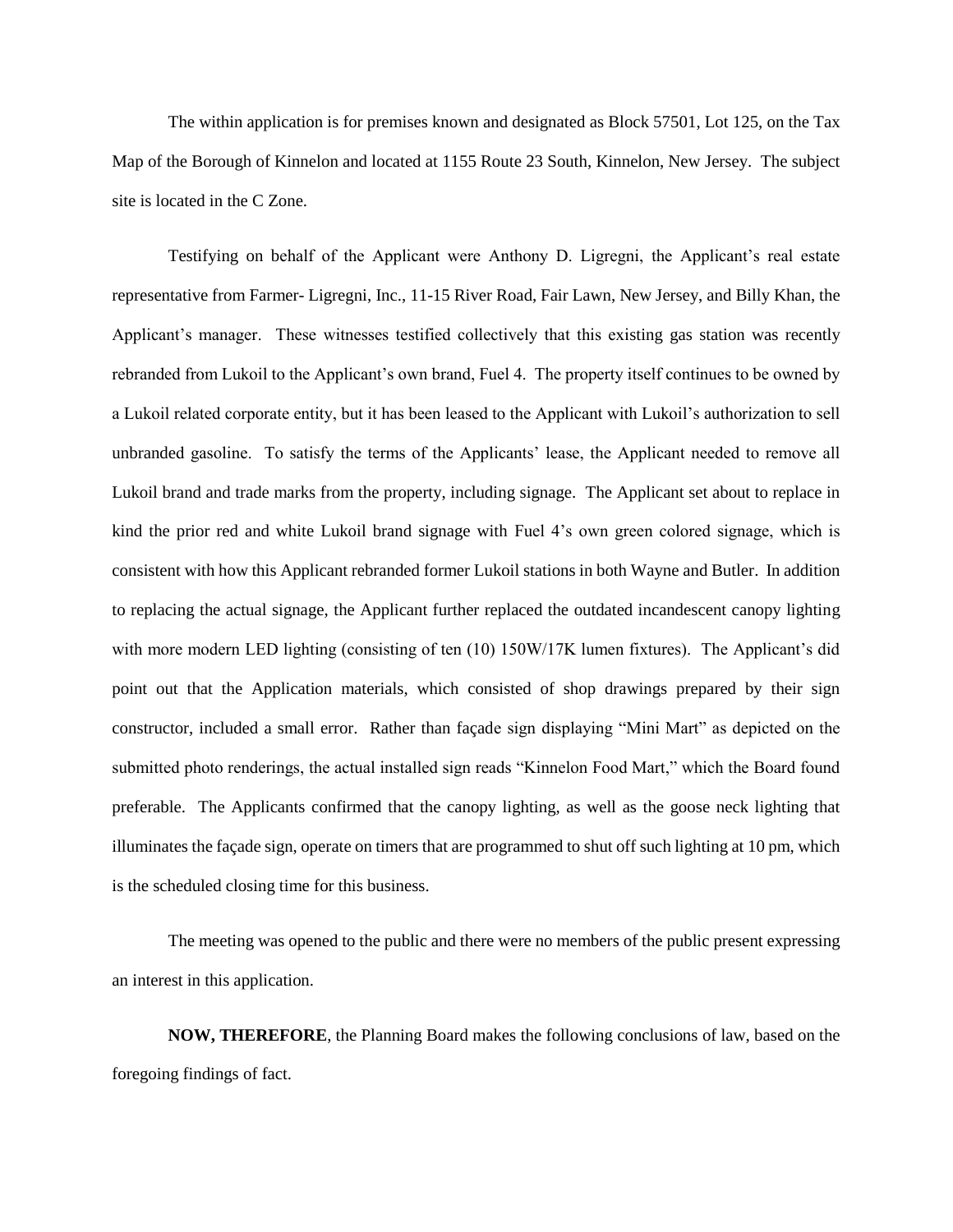The within application is for premises known and designated as Block 57501, Lot 125, on the Tax Map of the Borough of Kinnelon and located at 1155 Route 23 South, Kinnelon, New Jersey. The subject site is located in the C Zone.

Testifying on behalf of the Applicant were Anthony D. Ligregni, the Applicant's real estate representative from Farmer- Ligregni, Inc., 11-15 River Road, Fair Lawn, New Jersey, and Billy Khan, the Applicant's manager. These witnesses testified collectively that this existing gas station was recently rebranded from Lukoil to the Applicant's own brand, Fuel 4. The property itself continues to be owned by a Lukoil related corporate entity, but it has been leased to the Applicant with Lukoil's authorization to sell unbranded gasoline. To satisfy the terms of the Applicants' lease, the Applicant needed to remove all Lukoil brand and trade marks from the property, including signage. The Applicant set about to replace in kind the prior red and white Lukoil brand signage with Fuel 4's own green colored signage, which is consistent with how this Applicant rebranded former Lukoil stations in both Wayne and Butler. In addition to replacing the actual signage, the Applicant further replaced the outdated incandescent canopy lighting with more modern LED lighting (consisting of ten (10) 150W/17K lumen fixtures). The Applicant's did point out that the Application materials, which consisted of shop drawings prepared by their sign constructor, included a small error. Rather than façade sign displaying "Mini Mart" as depicted on the submitted photo renderings, the actual installed sign reads "Kinnelon Food Mart," which the Board found preferable. The Applicants confirmed that the canopy lighting, as well as the goose neck lighting that illuminates the façade sign, operate on timers that are programmed to shut off such lighting at 10 pm, which is the scheduled closing time for this business.

The meeting was opened to the public and there were no members of the public present expressing an interest in this application.

**NOW, THEREFORE**, the Planning Board makes the following conclusions of law, based on the foregoing findings of fact.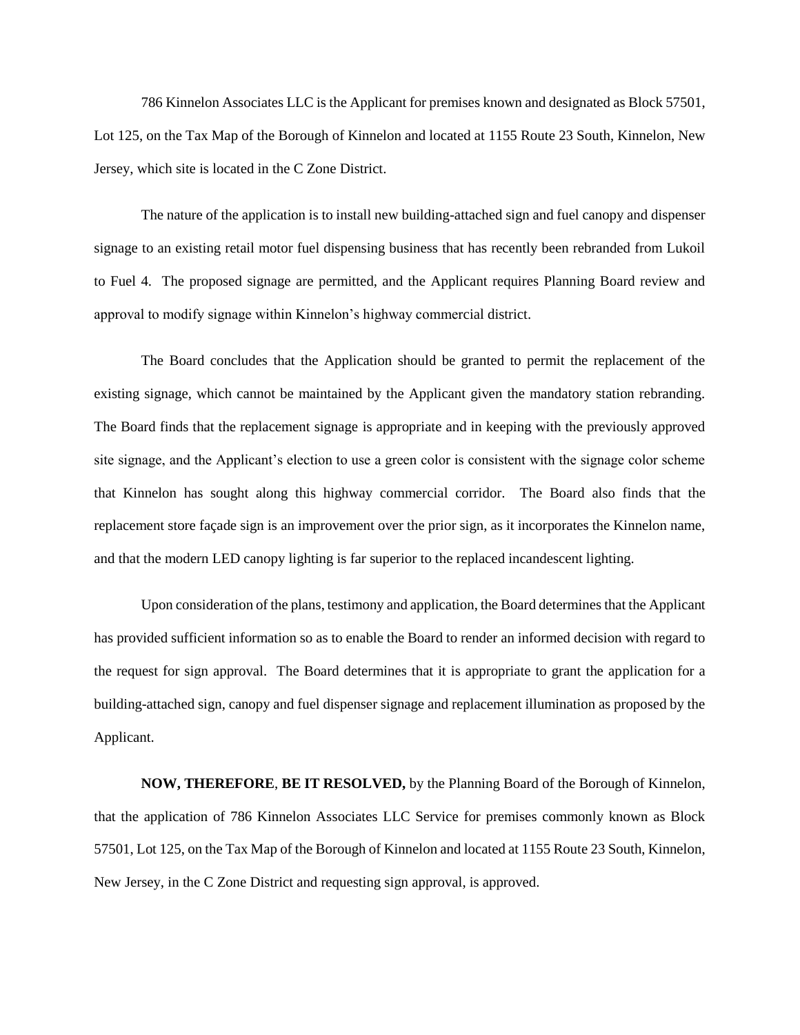786 Kinnelon Associates LLC is the Applicant for premises known and designated as Block 57501, Lot 125, on the Tax Map of the Borough of Kinnelon and located at 1155 Route 23 South, Kinnelon, New Jersey, which site is located in the C Zone District.

The nature of the application is to install new building-attached sign and fuel canopy and dispenser signage to an existing retail motor fuel dispensing business that has recently been rebranded from Lukoil to Fuel 4. The proposed signage are permitted, and the Applicant requires Planning Board review and approval to modify signage within Kinnelon's highway commercial district.

The Board concludes that the Application should be granted to permit the replacement of the existing signage, which cannot be maintained by the Applicant given the mandatory station rebranding. The Board finds that the replacement signage is appropriate and in keeping with the previously approved site signage, and the Applicant's election to use a green color is consistent with the signage color scheme that Kinnelon has sought along this highway commercial corridor. The Board also finds that the replacement store façade sign is an improvement over the prior sign, as it incorporates the Kinnelon name, and that the modern LED canopy lighting is far superior to the replaced incandescent lighting.

Upon consideration of the plans, testimony and application, the Board determines that the Applicant has provided sufficient information so as to enable the Board to render an informed decision with regard to the request for sign approval. The Board determines that it is appropriate to grant the application for a building-attached sign, canopy and fuel dispenser signage and replacement illumination as proposed by the Applicant.

**NOW, THEREFORE**, **BE IT RESOLVED,** by the Planning Board of the Borough of Kinnelon, that the application of 786 Kinnelon Associates LLC Service for premises commonly known as Block 57501, Lot 125, on the Tax Map of the Borough of Kinnelon and located at 1155 Route 23 South, Kinnelon, New Jersey, in the C Zone District and requesting sign approval, is approved.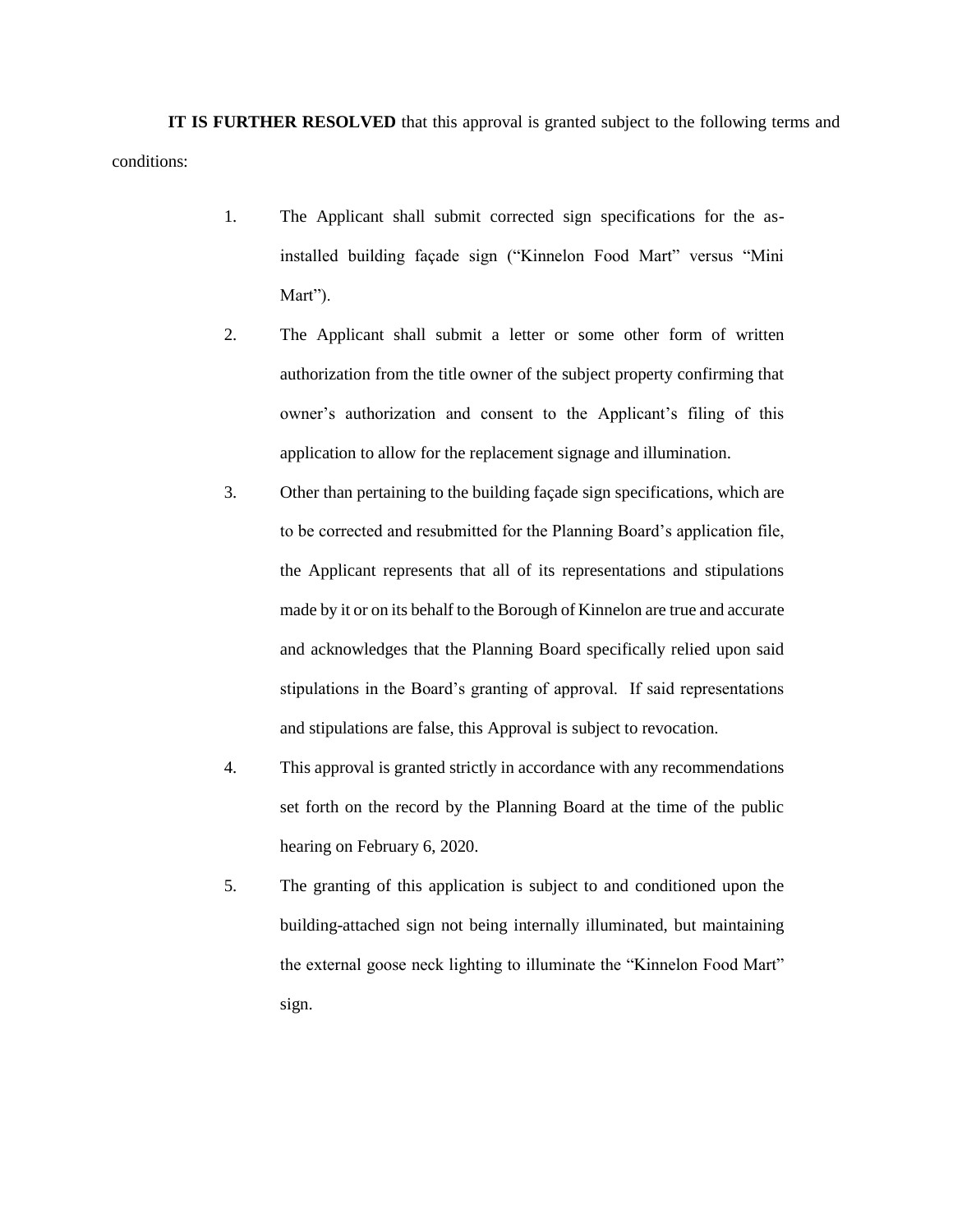**IT IS FURTHER RESOLVED** that this approval is granted subject to the following terms and conditions:

1. The Applicant shall submit corrected sign specifications for the as-installed building façade sign ("Kinnelon Food Mart" versus "Mini Mart").

2. The Applicant shall submit a letter or some other form of written authorization from the title owner of the subject property confirming that owner's authorization and consent to the Applicant's filing of this application to allow for the replacement signage and illumination.

3. Other than pertaining to the building façade sign specifications, which are to be corrected and resubmitted for the Planning Board's application file, the Applicant represents that all of its representations and stipulations made by it or on its behalf to the Borough of Kinnelon are true and accurate and acknowledges that the Planning Board specifically relied upon said stipulations in the Board's granting of approval. If said representations and stipulations are false, this Approval is subject to revocation.

4. This approval is granted strictly in accordance with any recommendations set forth on the record by the Planning Board at the time of the public hearing on February 6, 2020.

5. The granting of this application is subject to and conditioned upon the building-attached sign not being internally illuminated, but maintaining the external goose neck lighting to illuminate the "Kinnelon Food Mart" sign.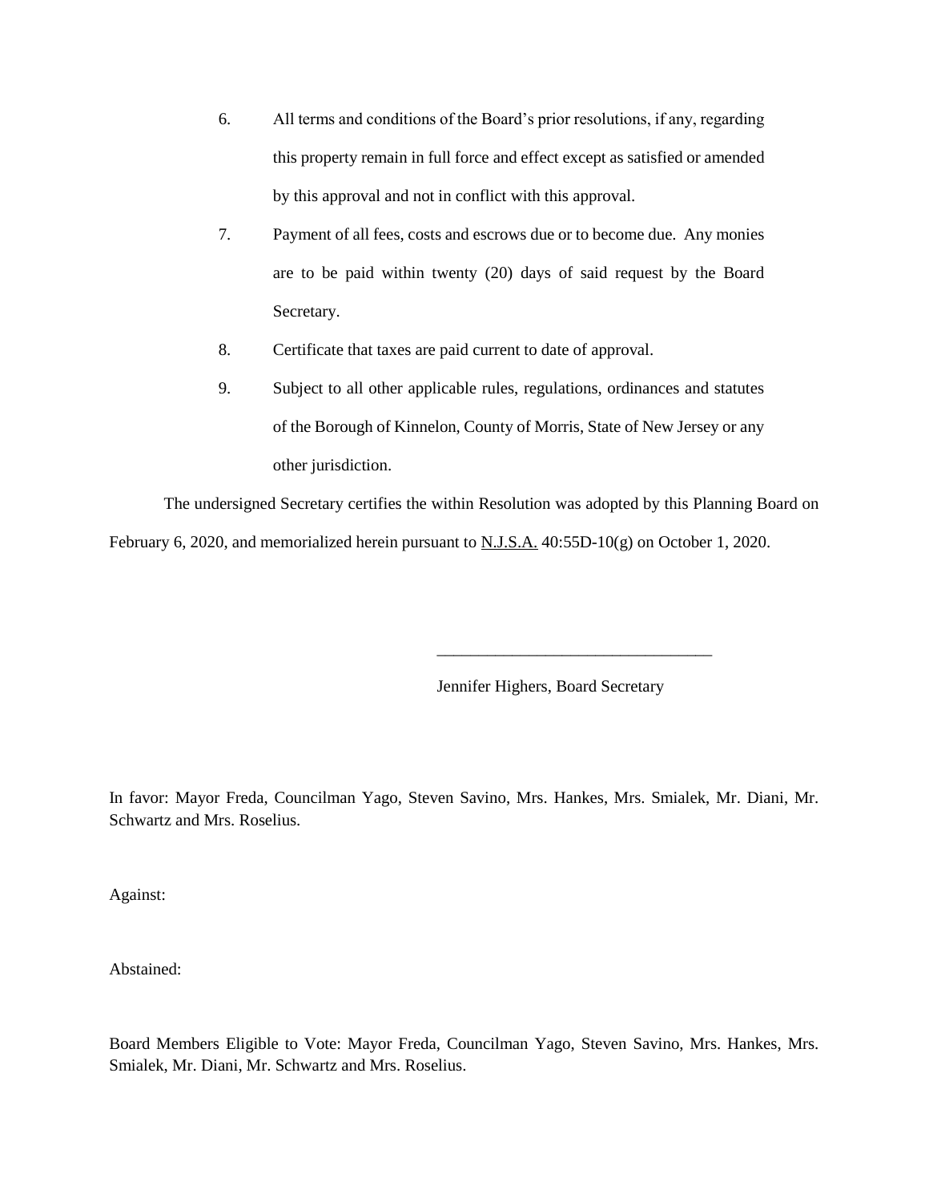6. All terms and conditions of the Board's prior resolutions, if any, regarding this property remain in full force and effect except as satisfied or amended by this approval and not in conflict with this approval.

7. Payment of all fees, costs and escrows due or to become due. Any monies are to be paid within twenty (20) days of said request by the Board Secretary.

8. Certificate that taxes are paid current to date of approval.

9. Subject to all other applicable rules, regulations, ordinances and statutes of the Borough of Kinnelon, County of Morris, State of New Jersey or any other jurisdiction.

The undersigned Secretary certifies the within Resolution was adopted by this Planning Board on February 6, 2020, and memorialized herein pursuant to N.J.S.A. 40:55D-10(g) on October 1, 2020.

\_\_\_\_\_\_\_\_\_\_\_\_\_\_\_\_\_\_\_\_\_\_\_\_\_\_\_\_\_\_\_\_\_\_

Jennifer Highers, Board Secretary

In favor: Mayor Freda, Councilman Yago, Steven Savino, Mrs. Hankes, Mrs. Smialek, Mr. Diani, Mr. Schwartz and Mrs. Roselius.

Against:

Abstained:

Board Members Eligible to Vote: Mayor Freda, Councilman Yago, Steven Savino, Mrs. Hankes, Mrs. Smialek, Mr. Diani, Mr. Schwartz and Mrs. Roselius.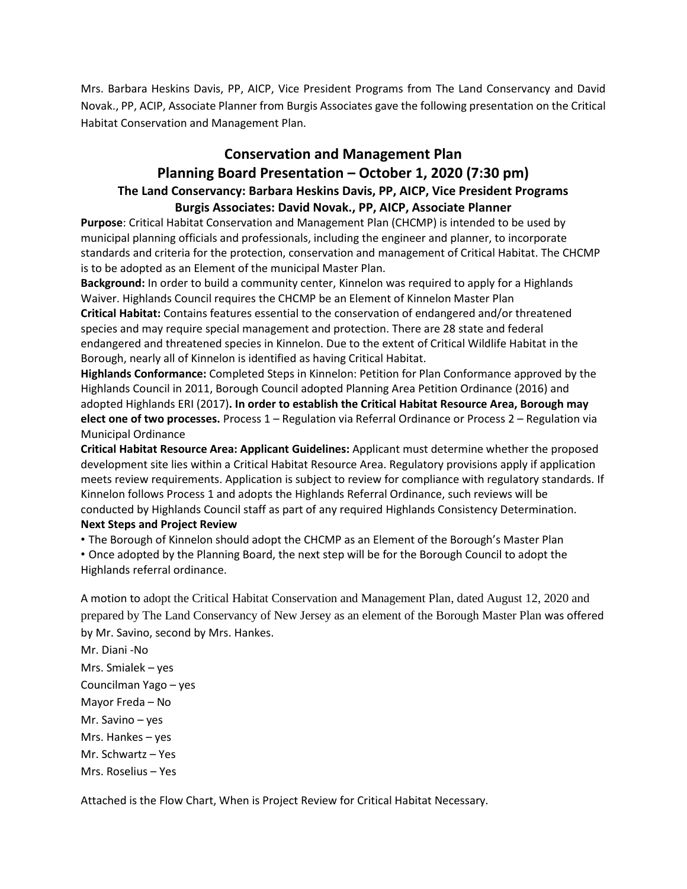Mrs. Barbara Heskins Davis, PP, AICP, Vice President Programs from The Land Conservancy and David Novak., PP, ACIP, Associate Planner from Burgis Associates gave the following presentation on the Critical Habitat Conservation and Management Plan.

## Conservation and Management Plan

## Planning Board Presentation – October 1, 2020 (7:30 pm)

### The Land Conservancy: Barbara Heskins Davis, PP, AICP, Vice President Programs

### Burgis Associates: David Novak., PP, AICP, Associate Planner

**Purpose**: Critical Habitat Conservation and Management Plan (CHCMP) is intended to be used by municipal planning officials and professionals, including the engineer and planner, to incorporate standards and criteria for the protection, conservation and management of Critical Habitat. The CHCMP is to be adopted as an Element of the municipal Master Plan.

**Background:** In order to build a community center, Kinnelon was required to apply for a Highlands Waiver. Highlands Council requires the CHCMP be an Element of Kinnelon Master Plan

**Critical Habitat:** Contains features essential to the conservation of endangered and/or threatened species and may require special management and protection. There are 28 state and federal endangered and threatened species in Kinnelon. Due to the extent of Critical Wildlife Habitat in the Borough, nearly all of Kinnelon is identified as having Critical Habitat.

**Highlands Conformance:** Completed Steps in Kinnelon: Petition for Plan Conformance approved by the Highlands Council in 2011, Borough Council adopted Planning Area Petition Ordinance (2016) and adopted Highlands ERI (2017)**. In order to establish the Critical Habitat Resource Area, Borough may elect one of two processes.** Process 1 – Regulation via Referral Ordinance or Process 2 – Regulation via Municipal Ordinance

**Critical Habitat Resource Area: Applicant Guidelines:** Applicant must determine whether the proposed development site lies within a Critical Habitat Resource Area. Regulatory provisions apply if application meets review requirements. Application is subject to review for compliance with regulatory standards. If Kinnelon follows Process 1 and adopts the Highlands Referral Ordinance, such reviews will be conducted by Highlands Council staff as part of any required Highlands Consistency Determination.

**Next Steps and Project Review**

- The Borough of Kinnelon should adopt the CHCMP as an Element of the Borough's Master Plan
- Once adopted by the Planning Board, the next step will be for the Borough Council to adopt the Highlands referral ordinance.

A motion to adopt the Critical Habitat Conservation and Management Plan, dated August 12, 2020 and prepared by The Land Conservancy of New Jersey as an element of the Borough Master Plan was offered by Mr. Savino, second by Mrs. Hankes.

Mr. Diani -No
Mrs. Smialek – yes
Councilman Yago – yes
Mayor Freda – No
Mr. Savino – yes
Mrs. Hankes – yes
Mr. Schwartz – Yes
Mrs. Roselius – Yes

Attached is the Flow Chart, When is Project Review for Critical Habitat Necessary.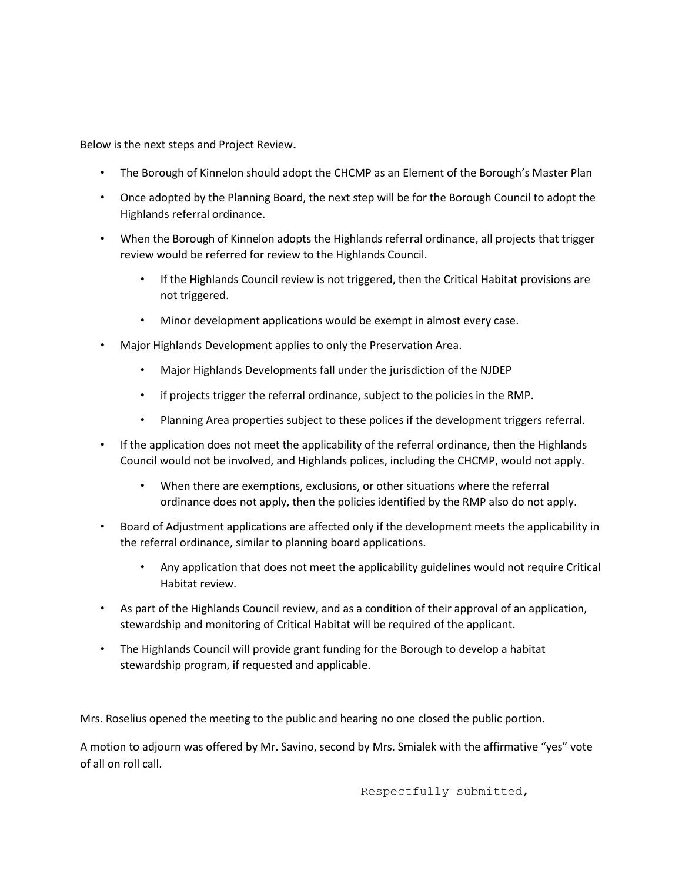Below is the next steps and Project Review**.**

- The Borough of Kinnelon should adopt the CHCMP as an Element of the Borough's Master Plan
- Once adopted by the Planning Board, the next step will be for the Borough Council to adopt the Highlands referral ordinance.
- When the Borough of Kinnelon adopts the Highlands referral ordinance, all projects that trigger review would be referred for review to the Highlands Council.
  - If the Highlands Council review is not triggered, then the Critical Habitat provisions are not triggered.
  - Minor development applications would be exempt in almost every case.
- Major Highlands Development applies to only the Preservation Area.
  - Major Highlands Developments fall under the jurisdiction of the NJDEP
  - if projects trigger the referral ordinance, subject to the policies in the RMP.
  - Planning Area properties subject to these polices if the development triggers referral.
- If the application does not meet the applicability of the referral ordinance, then the Highlands Council would not be involved, and Highlands polices, including the CHCMP, would not apply.
  - When there are exemptions, exclusions, or other situations where the referral ordinance does not apply, then the policies identified by the RMP also do not apply.
- Board of Adjustment applications are affected only if the development meets the applicability in the referral ordinance, similar to planning board applications.
  - Any application that does not meet the applicability guidelines would not require Critical Habitat review.
- As part of the Highlands Council review, and as a condition of their approval of an application, stewardship and monitoring of Critical Habitat will be required of the applicant.
- The Highlands Council will provide grant funding for the Borough to develop a habitat stewardship program, if requested and applicable.

Mrs. Roselius opened the meeting to the public and hearing no one closed the public portion.

A motion to adjourn was offered by Mr. Savino, second by Mrs. Smialek with the affirmative "yes" vote of all on roll call.

Respectfully submitted,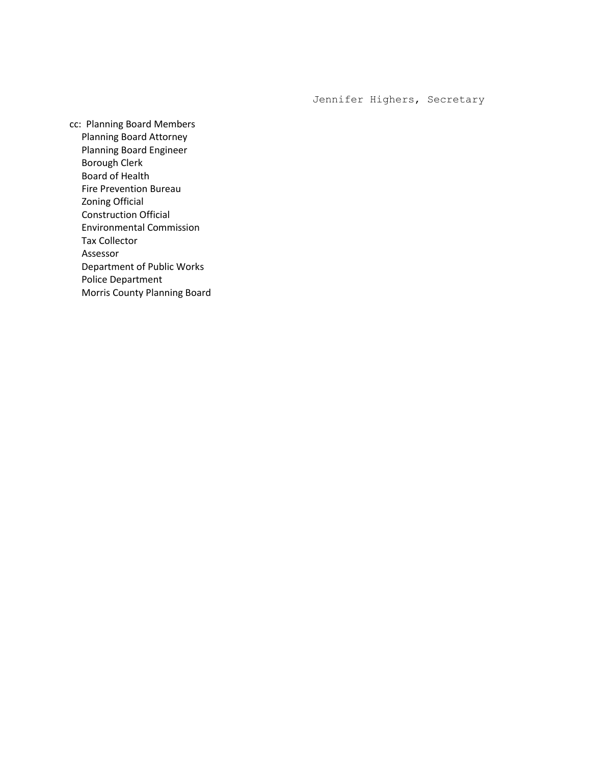Jennifer Highers, Secretary

cc: Planning Board Members
Planning Board Attorney
Planning Board Engineer
Borough Clerk
Board of Health
Fire Prevention Bureau
Zoning Official
Construction Official
Environmental Commission
Tax Collector
Assessor
Department of Public Works
Police Department
Morris County Planning Board